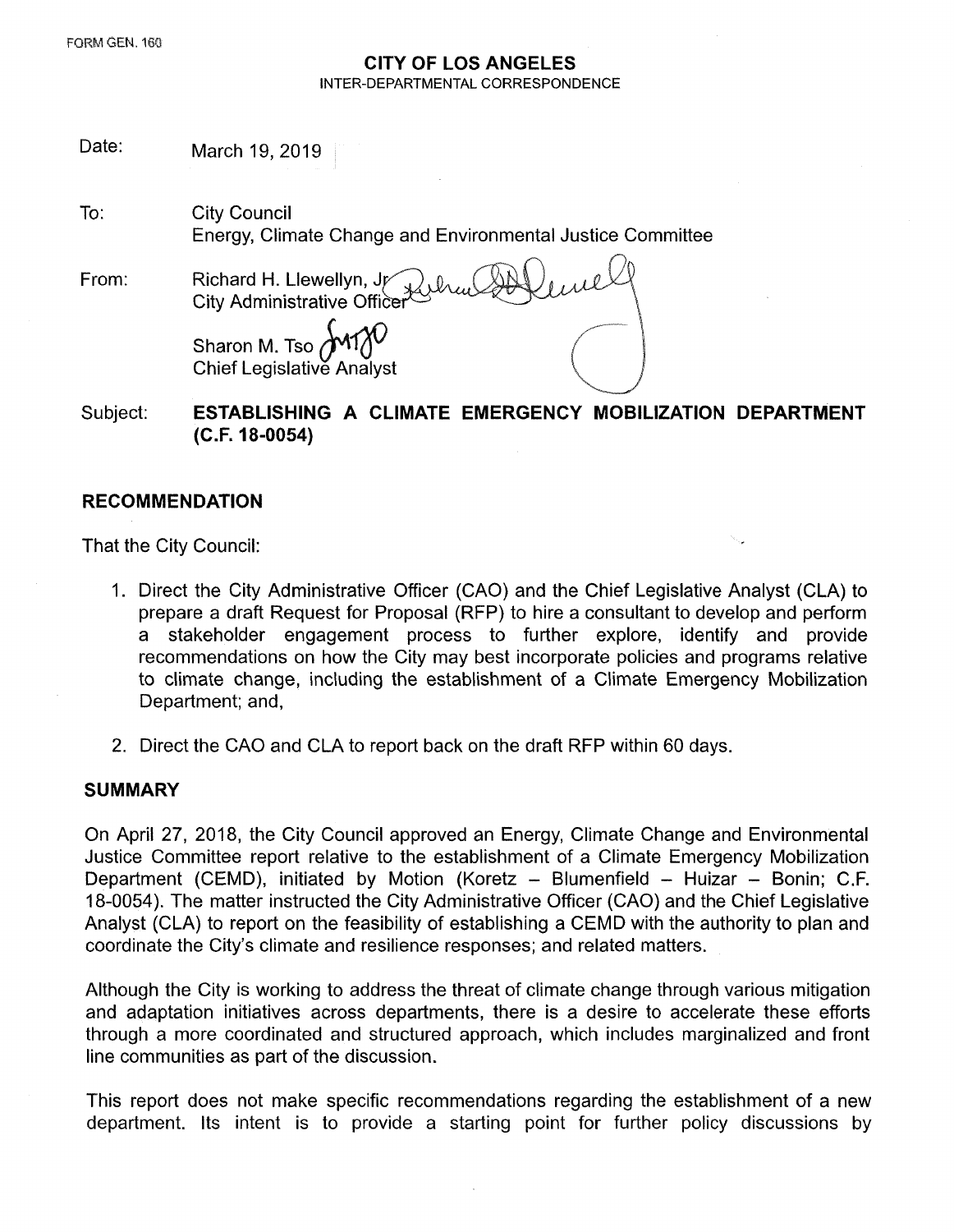FORM GEN. 160

**CITY OF LOS ANGELES**
INTER-DEPARTMENTAL CORRESPONDENCE

Date: March 19, 2019

To: City Council
Energy, Climate Change and Environmental Justice Committee

From: Richard H. Llewellyn, Jr.
City Administrative Officer

Sharon M. Tso
Chief Legislative Analyst

Subject: **ESTABLISHING A CLIMATE EMERGENCY MOBILIZATION DEPARTMENT (C.F. 18-0054)**

## RECOMMENDATION

That the City Council:

1. Direct the City Administrative Officer (CAO) and the Chief Legislative Analyst (CLA) to prepare a draft Request for Proposal (RFP) to hire a consultant to develop and perform a stakeholder engagement process to further explore, identify and provide recommendations on how the City may best incorporate policies and programs relative to climate change, including the establishment of a Climate Emergency Mobilization Department; and,

2. Direct the CAO and CLA to report back on the draft RFP within 60 days.

## SUMMARY

On April 27, 2018, the City Council approved an Energy, Climate Change and Environmental Justice Committee report relative to the establishment of a Climate Emergency Mobilization Department (CEMD), initiated by Motion (Koretz – Blumenfield – Huizar – Bonin; C.F. 18-0054). The matter instructed the City Administrative Officer (CAO) and the Chief Legislative Analyst (CLA) to report on the feasibility of establishing a CEMD with the authority to plan and coordinate the City's climate and resilience responses; and related matters.

Although the City is working to address the threat of climate change through various mitigation and adaptation initiatives across departments, there is a desire to accelerate these efforts through a more coordinated and structured approach, which includes marginalized and front line communities as part of the discussion.

This report does not make specific recommendations regarding the establishment of a new department. Its intent is to provide a starting point for further policy discussions by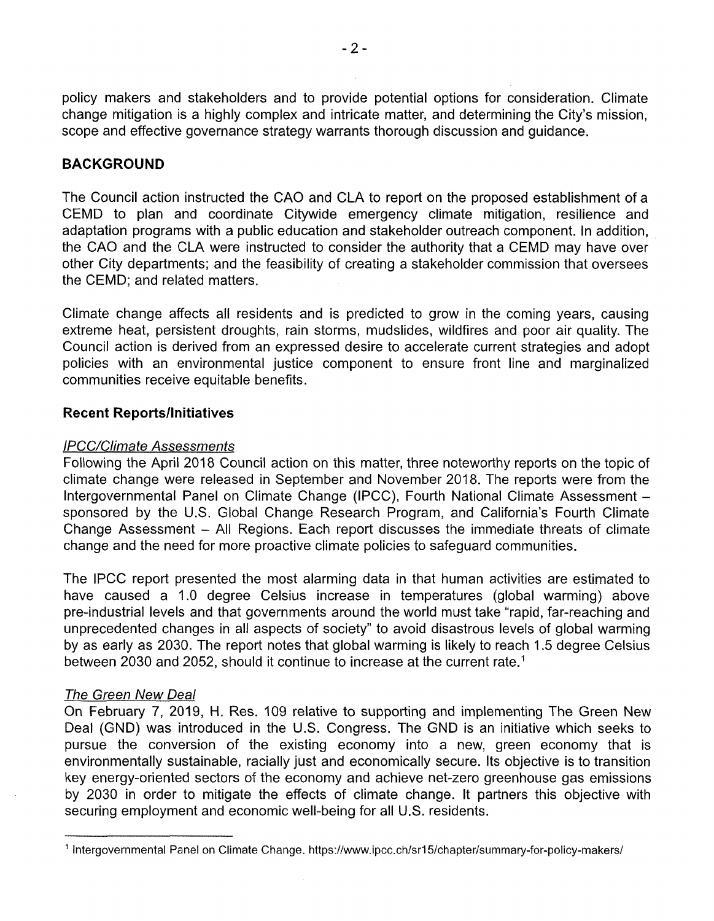policy makers and stakeholders and to provide potential options for consideration. Climate change mitigation is a highly complex and intricate matter, and determining the City's mission, scope and effective governance strategy warrants thorough discussion and guidance.

## BACKGROUND

The Council action instructed the CAO and CLA to report on the proposed establishment of a CEMD to plan and coordinate Citywide emergency climate mitigation, resilience and adaptation programs with a public education and stakeholder outreach component. In addition, the CAO and the CLA were instructed to consider the authority that a CEMD may have over other City departments; and the feasibility of creating a stakeholder commission that oversees the CEMD; and related matters.

Climate change affects all residents and is predicted to grow in the coming years, causing extreme heat, persistent droughts, rain storms, mudslides, wildfires and poor air quality. The Council action is derived from an expressed desire to accelerate current strategies and adopt policies with an environmental justice component to ensure front line and marginalized communities receive equitable benefits.

### Recent Reports/Initiatives

*IPCC/Climate Assessments*

Following the April 2018 Council action on this matter, three noteworthy reports on the topic of climate change were released in September and November 2018. The reports were from the Intergovernmental Panel on Climate Change (IPCC), Fourth National Climate Assessment – sponsored by the U.S. Global Change Research Program, and California's Fourth Climate Change Assessment – All Regions. Each report discusses the immediate threats of climate change and the need for more proactive climate policies to safeguard communities.

The IPCC report presented the most alarming data in that human activities are estimated to have caused a 1.0 degree Celsius increase in temperatures (global warming) above pre-industrial levels and that governments around the world must take "rapid, far-reaching and unprecedented changes in all aspects of society" to avoid disastrous levels of global warming by as early as 2030. The report notes that global warming is likely to reach 1.5 degree Celsius between 2030 and 2052, should it continue to increase at the current rate.[1]

*The Green New Deal*

On February 7, 2019, H. Res. 109 relative to supporting and implementing The Green New Deal (GND) was introduced in the U.S. Congress. The GND is an initiative which seeks to pursue the conversion of the existing economy into a new, green economy that is environmentally sustainable, racially just and economically secure. Its objective is to transition key energy-oriented sectors of the economy and achieve net-zero greenhouse gas emissions by 2030 in order to mitigate the effects of climate change. It partners this objective with securing employment and economic well-being for all U.S. residents.

---

[1] Intergovernmental Panel on Climate Change. https://www.ipcc.ch/sr15/chapter/summary-for-policy-makers/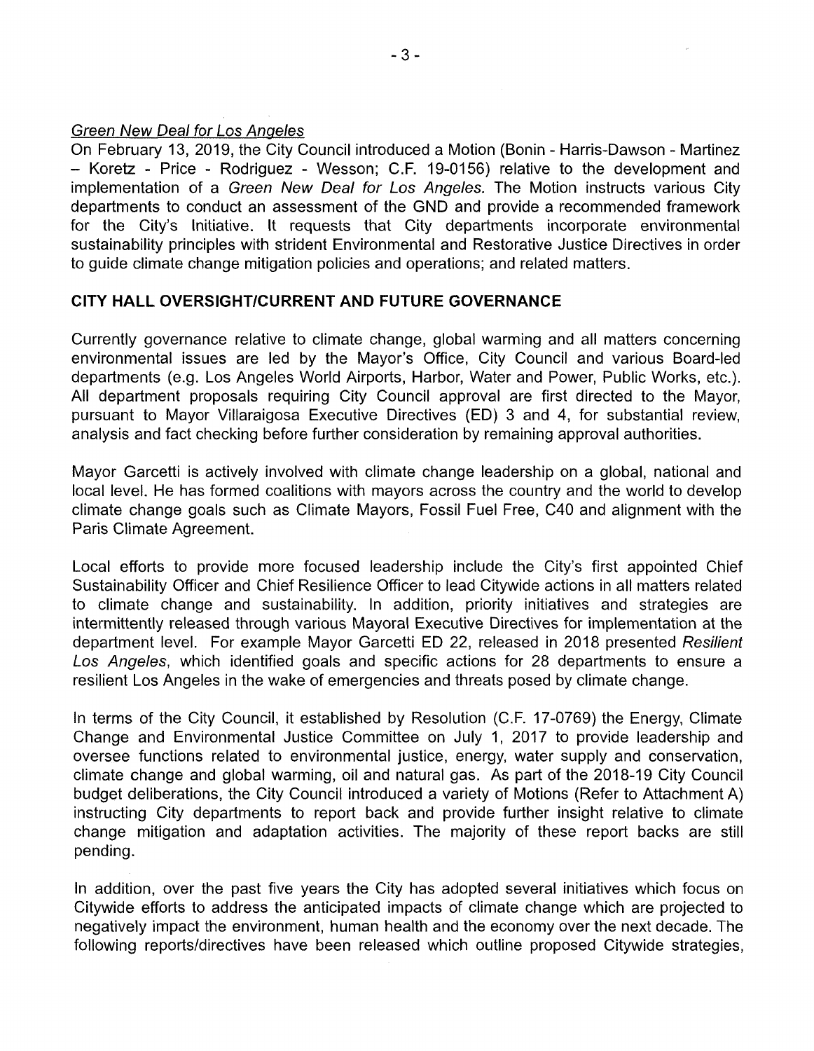*Green New Deal for Los Angeles*

On February 13, 2019, the City Council introduced a Motion (Bonin - Harris-Dawson - Martinez – Koretz - Price - Rodriguez - Wesson; C.F. 19-0156) relative to the development and implementation of a *Green New Deal for Los Angeles.* The Motion instructs various City departments to conduct an assessment of the GND and provide a recommended framework for the City's Initiative. It requests that City departments incorporate environmental sustainability principles with strident Environmental and Restorative Justice Directives in order to guide climate change mitigation policies and operations; and related matters.

**CITY HALL OVERSIGHT/CURRENT AND FUTURE GOVERNANCE**

Currently governance relative to climate change, global warming and all matters concerning environmental issues are led by the Mayor's Office, City Council and various Board-led departments (e.g. Los Angeles World Airports, Harbor, Water and Power, Public Works, etc.). All department proposals requiring City Council approval are first directed to the Mayor, pursuant to Mayor Villaraigosa Executive Directives (ED) 3 and 4, for substantial review, analysis and fact checking before further consideration by remaining approval authorities.

Mayor Garcetti is actively involved with climate change leadership on a global, national and local level. He has formed coalitions with mayors across the country and the world to develop climate change goals such as Climate Mayors, Fossil Fuel Free, C40 and alignment with the Paris Climate Agreement.

Local efforts to provide more focused leadership include the City's first appointed Chief Sustainability Officer and Chief Resilience Officer to lead Citywide actions in all matters related to climate change and sustainability. In addition, priority initiatives and strategies are intermittently released through various Mayoral Executive Directives for implementation at the department level. For example Mayor Garcetti ED 22, released in 2018 presented *Resilient Los Angeles*, which identified goals and specific actions for 28 departments to ensure a resilient Los Angeles in the wake of emergencies and threats posed by climate change.

In terms of the City Council, it established by Resolution (C.F. 17-0769) the Energy, Climate Change and Environmental Justice Committee on July 1, 2017 to provide leadership and oversee functions related to environmental justice, energy, water supply and conservation, climate change and global warming, oil and natural gas. As part of the 2018-19 City Council budget deliberations, the City Council introduced a variety of Motions (Refer to Attachment A) instructing City departments to report back and provide further insight relative to climate change mitigation and adaptation activities. The majority of these report backs are still pending.

In addition, over the past five years the City has adopted several initiatives which focus on Citywide efforts to address the anticipated impacts of climate change which are projected to negatively impact the environment, human health and the economy over the next decade. The following reports/directives have been released which outline proposed Citywide strategies,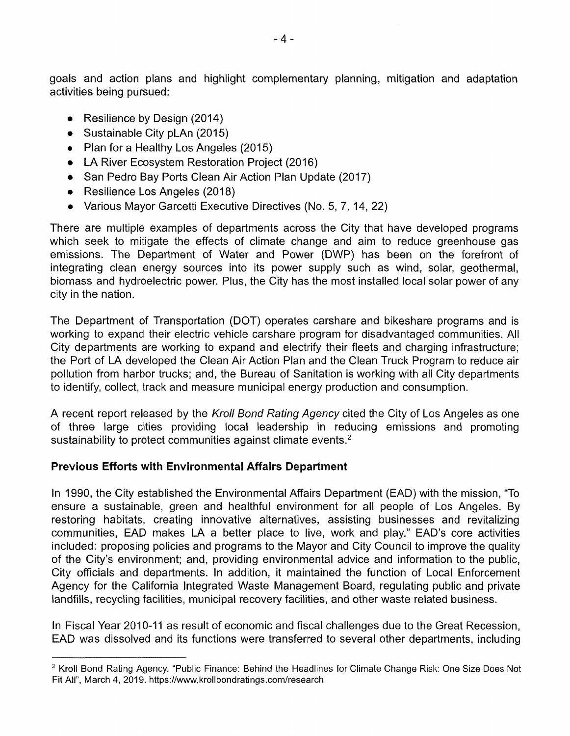goals and action plans and highlight complementary planning, mitigation and adaptation activities being pursued:

- Resilience by Design (2014)
- Sustainable City pLAn (2015)
- Plan for a Healthy Los Angeles (2015)
- LA River Ecosystem Restoration Project (2016)
- San Pedro Bay Ports Clean Air Action Plan Update (2017)
- Resilience Los Angeles (2018)
- Various Mayor Garcetti Executive Directives (No. 5, 7, 14, 22)

There are multiple examples of departments across the City that have developed programs which seek to mitigate the effects of climate change and aim to reduce greenhouse gas emissions. The Department of Water and Power (DWP) has been on the forefront of integrating clean energy sources into its power supply such as wind, solar, geothermal, biomass and hydroelectric power. Plus, the City has the most installed local solar power of any city in the nation.

The Department of Transportation (DOT) operates carshare and bikeshare programs and is working to expand their electric vehicle carshare program for disadvantaged communities. All City departments are working to expand and electrify their fleets and charging infrastructure; the Port of LA developed the Clean Air Action Plan and the Clean Truck Program to reduce air pollution from harbor trucks; and, the Bureau of Sanitation is working with all City departments to identify, collect, track and measure municipal energy production and consumption.

A recent report released by the *Kroll Bond Rating Agency* cited the City of Los Angeles as one of three large cities providing local leadership in reducing emissions and promoting sustainability to protect communities against climate events.[2]

**Previous Efforts with Environmental Affairs Department**

In 1990, the City established the Environmental Affairs Department (EAD) with the mission, "To ensure a sustainable, green and healthful environment for all people of Los Angeles. By restoring habitats, creating innovative alternatives, assisting businesses and revitalizing communities, EAD makes LA a better place to live, work and play." EAD's core activities included: proposing policies and programs to the Mayor and City Council to improve the quality of the City's environment; and, providing environmental advice and information to the public, City officials and departments. In addition, it maintained the function of Local Enforcement Agency for the California Integrated Waste Management Board, regulating public and private landfills, recycling facilities, municipal recovery facilities, and other waste related business.

In Fiscal Year 2010-11 as result of economic and fiscal challenges due to the Great Recession, EAD was dissolved and its functions were transferred to several other departments, including

[2] Kroll Bond Rating Agency. "Public Finance: Behind the Headlines for Climate Change Risk: One Size Does Not Fit All", March 4, 2019. https://www.krollbondratings.com/research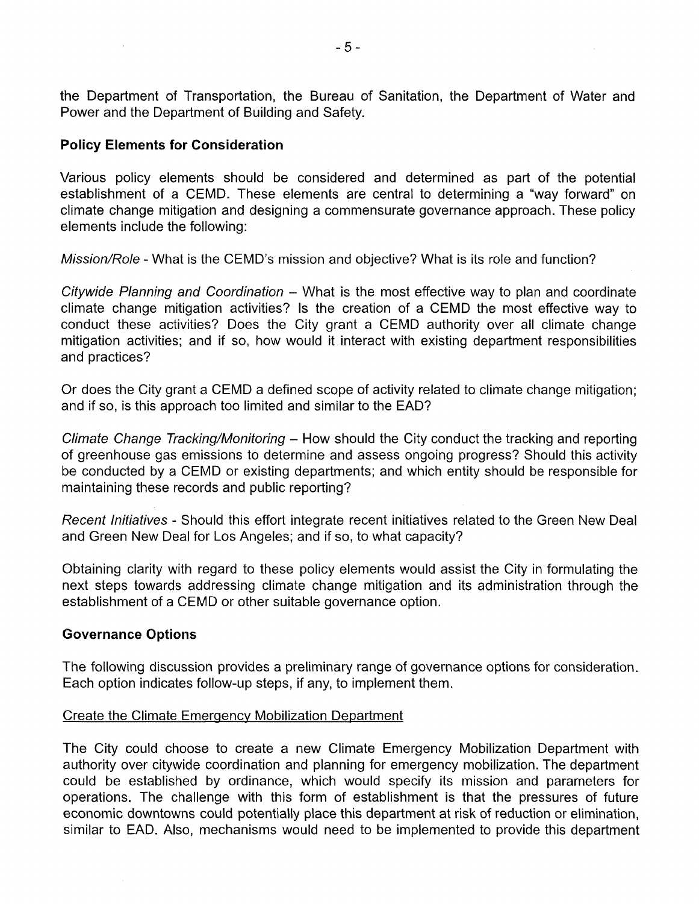the Department of Transportation, the Bureau of Sanitation, the Department of Water and Power and the Department of Building and Safety.

**Policy Elements for Consideration**

Various policy elements should be considered and determined as part of the potential establishment of a CEMD. These elements are central to determining a "way forward" on climate change mitigation and designing a commensurate governance approach. These policy elements include the following:

*Mission/Role* - What is the CEMD's mission and objective? What is its role and function?

*Citywide Planning and Coordination* – What is the most effective way to plan and coordinate climate change mitigation activities? Is the creation of a CEMD the most effective way to conduct these activities? Does the City grant a CEMD authority over all climate change mitigation activities; and if so, how would it interact with existing department responsibilities and practices?

Or does the City grant a CEMD a defined scope of activity related to climate change mitigation; and if so, is this approach too limited and similar to the EAD?

*Climate Change Tracking/Monitoring* – How should the City conduct the tracking and reporting of greenhouse gas emissions to determine and assess ongoing progress? Should this activity be conducted by a CEMD or existing departments; and which entity should be responsible for maintaining these records and public reporting?

*Recent Initiatives* - Should this effort integrate recent initiatives related to the Green New Deal and Green New Deal for Los Angeles; and if so, to what capacity?

Obtaining clarity with regard to these policy elements would assist the City in formulating the next steps towards addressing climate change mitigation and its administration through the establishment of a CEMD or other suitable governance option.

**Governance Options**

The following discussion provides a preliminary range of governance options for consideration. Each option indicates follow-up steps, if any, to implement them.

Create the Climate Emergency Mobilization Department

The City could choose to create a new Climate Emergency Mobilization Department with authority over citywide coordination and planning for emergency mobilization. The department could be established by ordinance, which would specify its mission and parameters for operations. The challenge with this form of establishment is that the pressures of future economic downtowns could potentially place this department at risk of reduction or elimination, similar to EAD. Also, mechanisms would need to be implemented to provide this department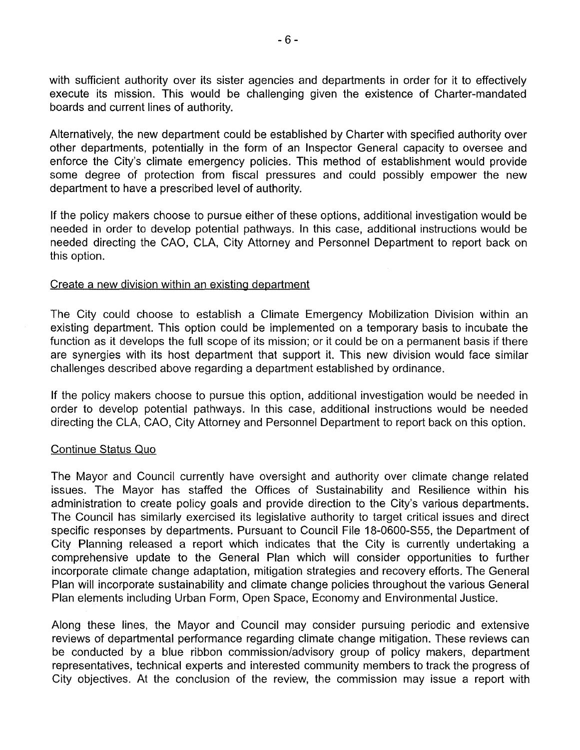with sufficient authority over its sister agencies and departments in order for it to effectively execute its mission. This would be challenging given the existence of Charter-mandated boards and current lines of authority.

Alternatively, the new department could be established by Charter with specified authority over other departments, potentially in the form of an Inspector General capacity to oversee and enforce the City's climate emergency policies. This method of establishment would provide some degree of protection from fiscal pressures and could possibly empower the new department to have a prescribed level of authority.

If the policy makers choose to pursue either of these options, additional investigation would be needed in order to develop potential pathways. In this case, additional instructions would be needed directing the CAO, CLA, City Attorney and Personnel Department to report back on this option.

Create a new division within an existing department

The City could choose to establish a Climate Emergency Mobilization Division within an existing department. This option could be implemented on a temporary basis to incubate the function as it develops the full scope of its mission; or it could be on a permanent basis if there are synergies with its host department that support it. This new division would face similar challenges described above regarding a department established by ordinance.

If the policy makers choose to pursue this option, additional investigation would be needed in order to develop potential pathways. In this case, additional instructions would be needed directing the CLA, CAO, City Attorney and Personnel Department to report back on this option.

Continue Status Quo

The Mayor and Council currently have oversight and authority over climate change related issues. The Mayor has staffed the Offices of Sustainability and Resilience within his administration to create policy goals and provide direction to the City's various departments. The Council has similarly exercised its legislative authority to target critical issues and direct specific responses by departments. Pursuant to Council File 18-0600-S55, the Department of City Planning released a report which indicates that the City is currently undertaking a comprehensive update to the General Plan which will consider opportunities to further incorporate climate change adaptation, mitigation strategies and recovery efforts. The General Plan will incorporate sustainability and climate change policies throughout the various General Plan elements including Urban Form, Open Space, Economy and Environmental Justice.

Along these lines, the Mayor and Council may consider pursuing periodic and extensive reviews of departmental performance regarding climate change mitigation. These reviews can be conducted by a blue ribbon commission/advisory group of policy makers, department representatives, technical experts and interested community members to track the progress of City objectives. At the conclusion of the review, the commission may issue a report with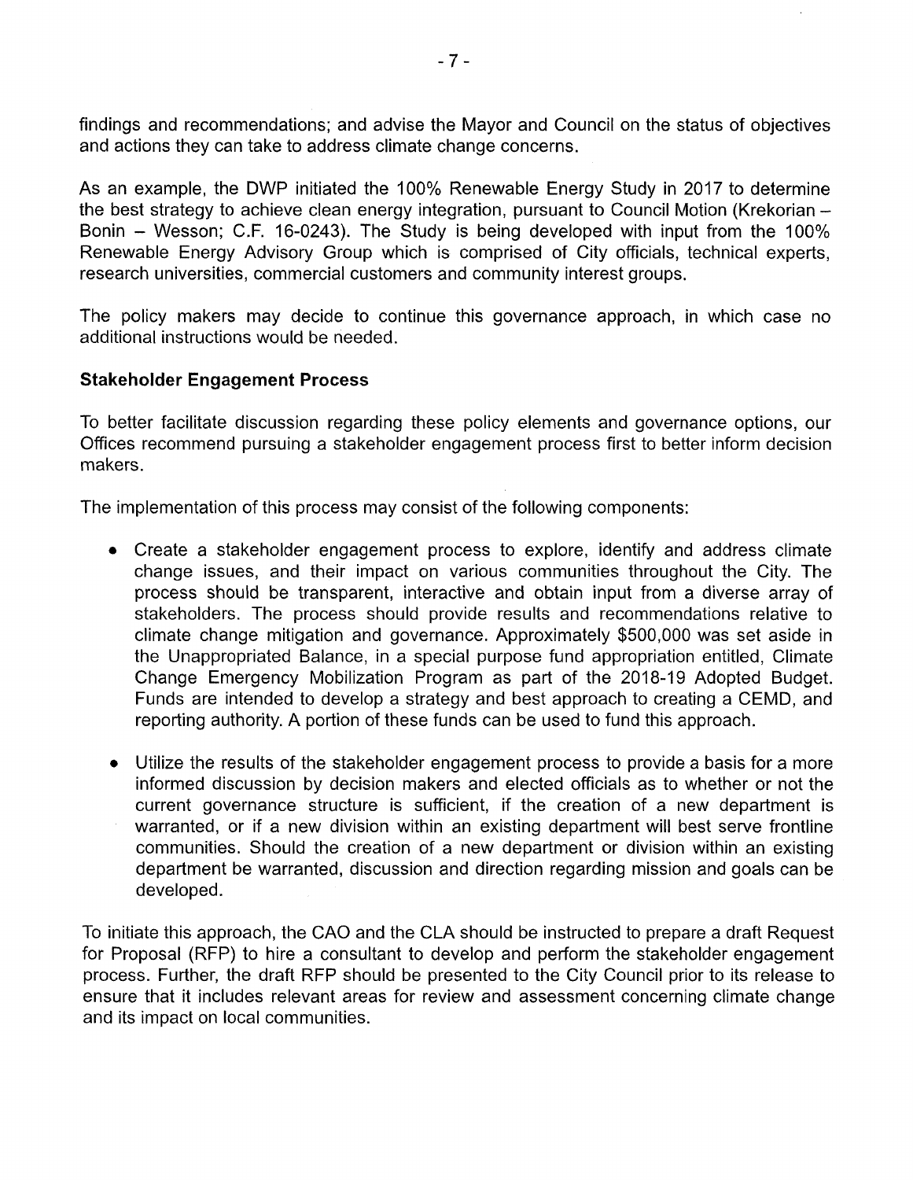findings and recommendations; and advise the Mayor and Council on the status of objectives and actions they can take to address climate change concerns.

As an example, the DWP initiated the 100% Renewable Energy Study in 2017 to determine the best strategy to achieve clean energy integration, pursuant to Council Motion (Krekorian – Bonin – Wesson; C.F. 16-0243). The Study is being developed with input from the 100% Renewable Energy Advisory Group which is comprised of City officials, technical experts, research universities, commercial customers and community interest groups.

The policy makers may decide to continue this governance approach, in which case no additional instructions would be needed.

**Stakeholder Engagement Process**

To better facilitate discussion regarding these policy elements and governance options, our Offices recommend pursuing a stakeholder engagement process first to better inform decision makers.

The implementation of this process may consist of the following components:

- Create a stakeholder engagement process to explore, identify and address climate change issues, and their impact on various communities throughout the City. The process should be transparent, interactive and obtain input from a diverse array of stakeholders. The process should provide results and recommendations relative to climate change mitigation and governance. Approximately $500,000 was set aside in the Unappropriated Balance, in a special purpose fund appropriation entitled, Climate Change Emergency Mobilization Program as part of the 2018-19 Adopted Budget. Funds are intended to develop a strategy and best approach to creating a CEMD, and reporting authority. A portion of these funds can be used to fund this approach.

- Utilize the results of the stakeholder engagement process to provide a basis for a more informed discussion by decision makers and elected officials as to whether or not the current governance structure is sufficient, if the creation of a new department is warranted, or if a new division within an existing department will best serve frontline communities. Should the creation of a new department or division within an existing department be warranted, discussion and direction regarding mission and goals can be developed.

To initiate this approach, the CAO and the CLA should be instructed to prepare a draft Request for Proposal (RFP) to hire a consultant to develop and perform the stakeholder engagement process. Further, the draft RFP should be presented to the City Council prior to its release to ensure that it includes relevant areas for review and assessment concerning climate change and its impact on local communities.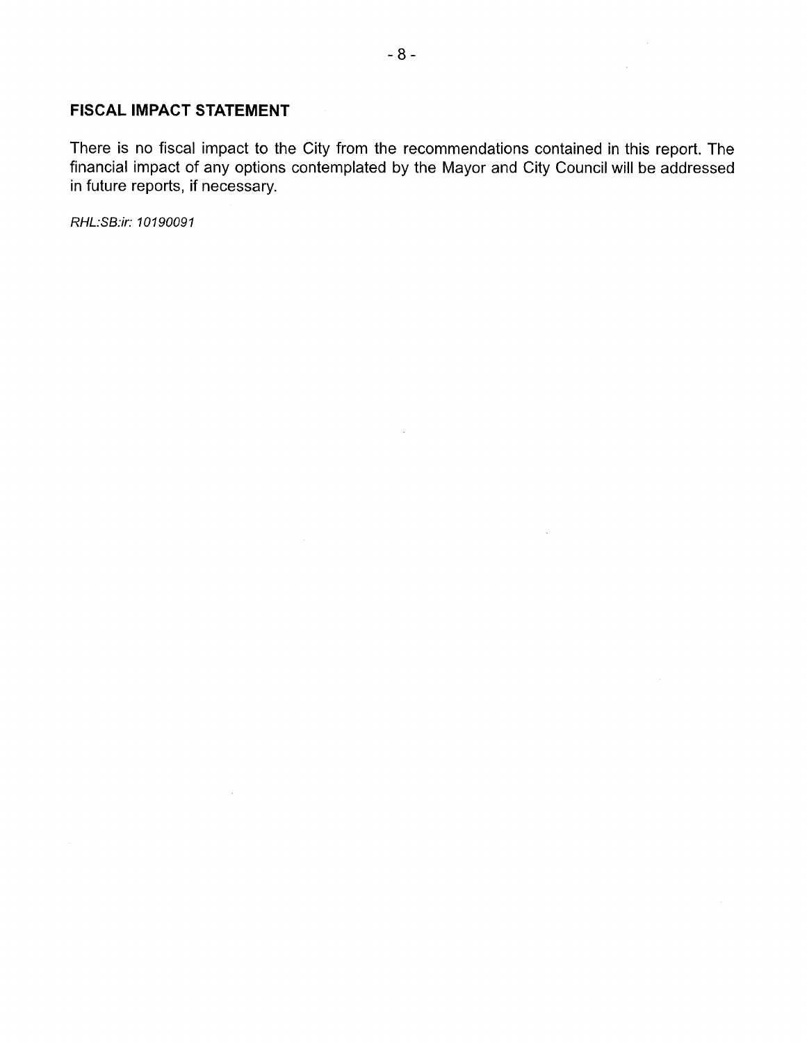## FISCAL IMPACT STATEMENT

There is no fiscal impact to the City from the recommendations contained in this report. The financial impact of any options contemplated by the Mayor and City Council will be addressed in future reports, if necessary.

*RHL:SB:ir: 10190091*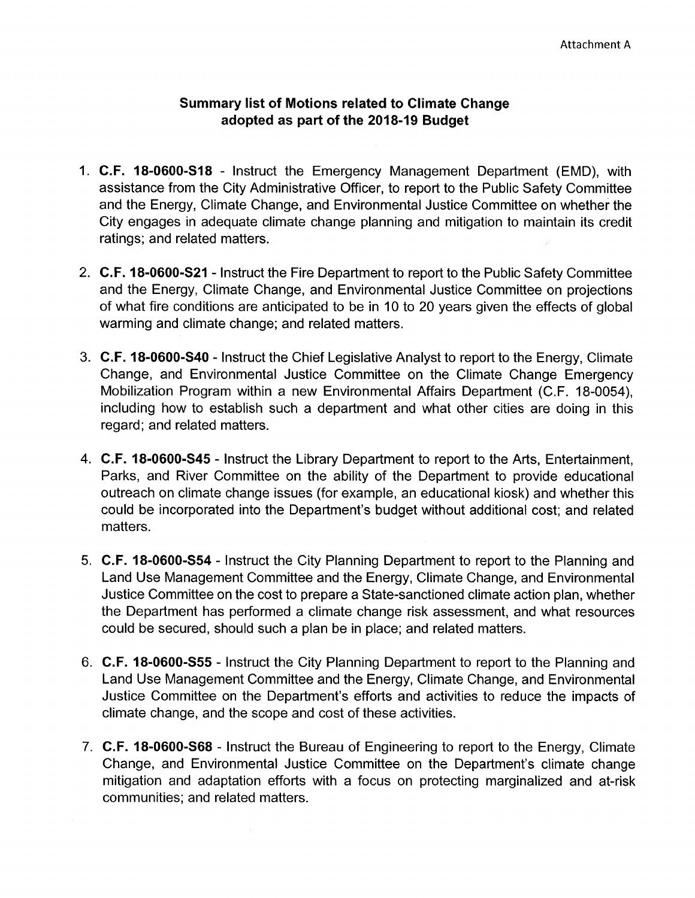Attachment A

## Summary list of Motions related to Climate Change adopted as part of the 2018-19 Budget

1. **C.F. 18-0600-S18** - Instruct the Emergency Management Department (EMD), with assistance from the City Administrative Officer, to report to the Public Safety Committee and the Energy, Climate Change, and Environmental Justice Committee on whether the City engages in adequate climate change planning and mitigation to maintain its credit ratings; and related matters.

2. **C.F. 18-0600-S21** - Instruct the Fire Department to report to the Public Safety Committee and the Energy, Climate Change, and Environmental Justice Committee on projections of what fire conditions are anticipated to be in 10 to 20 years given the effects of global warming and climate change; and related matters.

3. **C.F. 18-0600-S40** - Instruct the Chief Legislative Analyst to report to the Energy, Climate Change, and Environmental Justice Committee on the Climate Change Emergency Mobilization Program within a new Environmental Affairs Department (C.F. 18-0054), including how to establish such a department and what other cities are doing in this regard; and related matters.

4. **C.F. 18-0600-S45** - Instruct the Library Department to report to the Arts, Entertainment, Parks, and River Committee on the ability of the Department to provide educational outreach on climate change issues (for example, an educational kiosk) and whether this could be incorporated into the Department's budget without additional cost; and related matters.

5. **C.F. 18-0600-S54** - Instruct the City Planning Department to report to the Planning and Land Use Management Committee and the Energy, Climate Change, and Environmental Justice Committee on the cost to prepare a State-sanctioned climate action plan, whether the Department has performed a climate change risk assessment, and what resources could be secured, should such a plan be in place; and related matters.

6. **C.F. 18-0600-S55** - Instruct the City Planning Department to report to the Planning and Land Use Management Committee and the Energy, Climate Change, and Environmental Justice Committee on the Department's efforts and activities to reduce the impacts of climate change, and the scope and cost of these activities.

7. **C.F. 18-0600-S68** - Instruct the Bureau of Engineering to report to the Energy, Climate Change, and Environmental Justice Committee on the Department's climate change mitigation and adaptation efforts with a focus on protecting marginalized and at-risk communities; and related matters.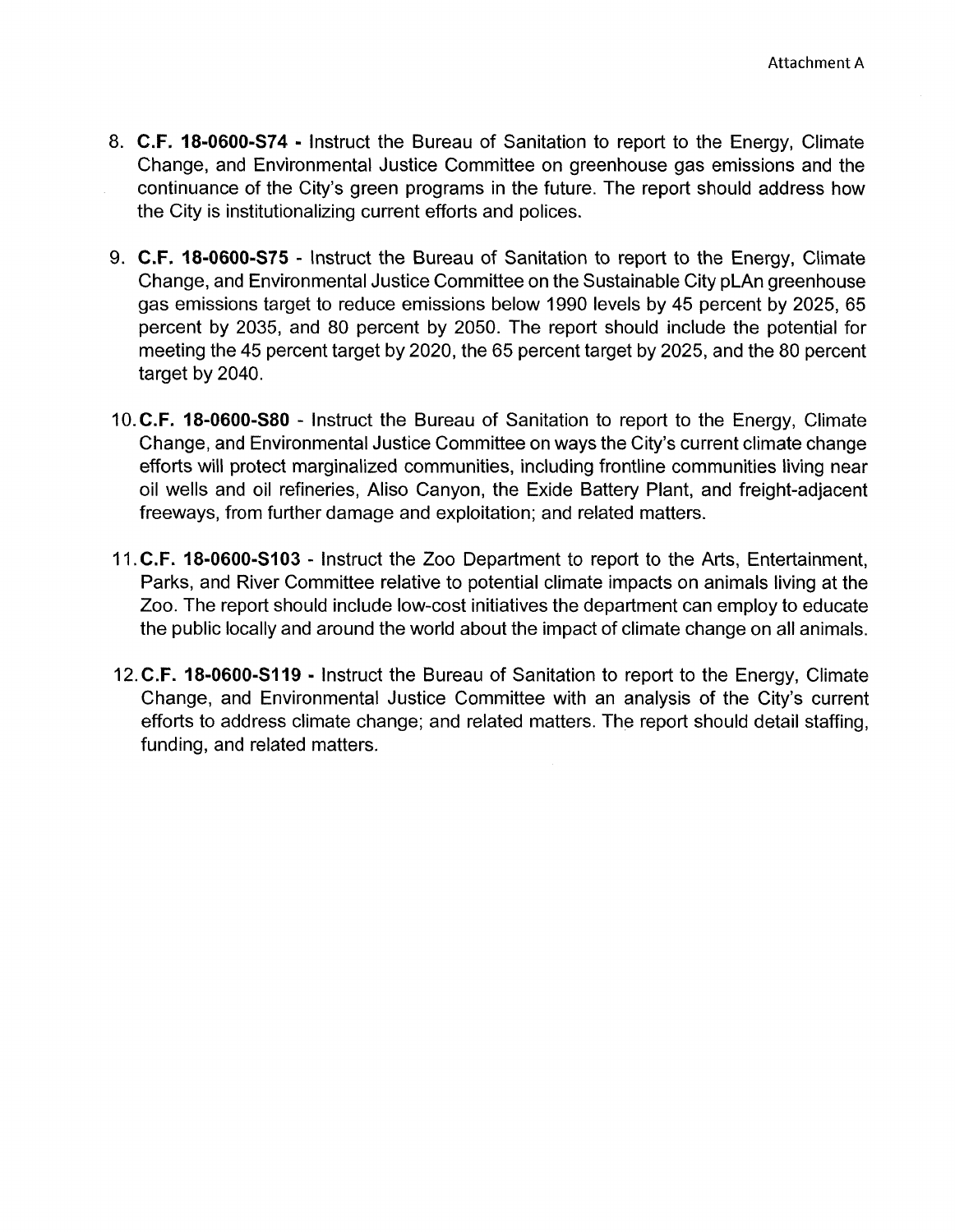Attachment A

8. **C.F. 18-0600-S74** - Instruct the Bureau of Sanitation to report to the Energy, Climate Change, and Environmental Justice Committee on greenhouse gas emissions and the continuance of the City's green programs in the future. The report should address how the City is institutionalizing current efforts and polices.

9. **C.F. 18-0600-S75** - Instruct the Bureau of Sanitation to report to the Energy, Climate Change, and Environmental Justice Committee on the Sustainable City pLAn greenhouse gas emissions target to reduce emissions below 1990 levels by 45 percent by 2025, 65 percent by 2035, and 80 percent by 2050. The report should include the potential for meeting the 45 percent target by 2020, the 65 percent target by 2025, and the 80 percent target by 2040.

10. **C.F. 18-0600-S80** - Instruct the Bureau of Sanitation to report to the Energy, Climate Change, and Environmental Justice Committee on ways the City's current climate change efforts will protect marginalized communities, including frontline communities living near oil wells and oil refineries, Aliso Canyon, the Exide Battery Plant, and freight-adjacent freeways, from further damage and exploitation; and related matters.

11. **C.F. 18-0600-S103** - Instruct the Zoo Department to report to the Arts, Entertainment, Parks, and River Committee relative to potential climate impacts on animals living at the Zoo. The report should include low-cost initiatives the department can employ to educate the public locally and around the world about the impact of climate change on all animals.

12. **C.F. 18-0600-S119** - Instruct the Bureau of Sanitation to report to the Energy, Climate Change, and Environmental Justice Committee with an analysis of the City's current efforts to address climate change; and related matters. The report should detail staffing, funding, and related matters.